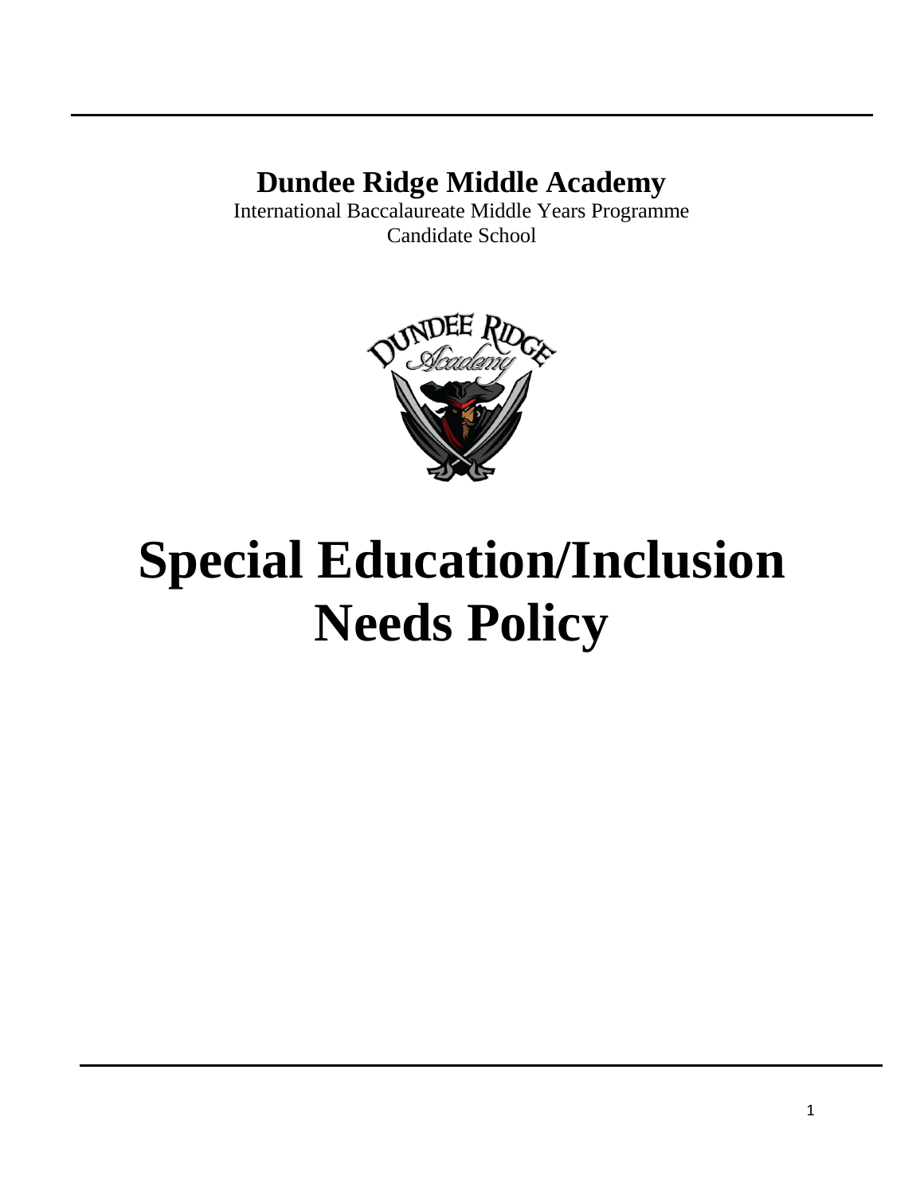**Dundee Ridge Middle Academy**

International Baccalaureate Middle Years Programme
Candidate School

# Special Education/Inclusion Needs Policy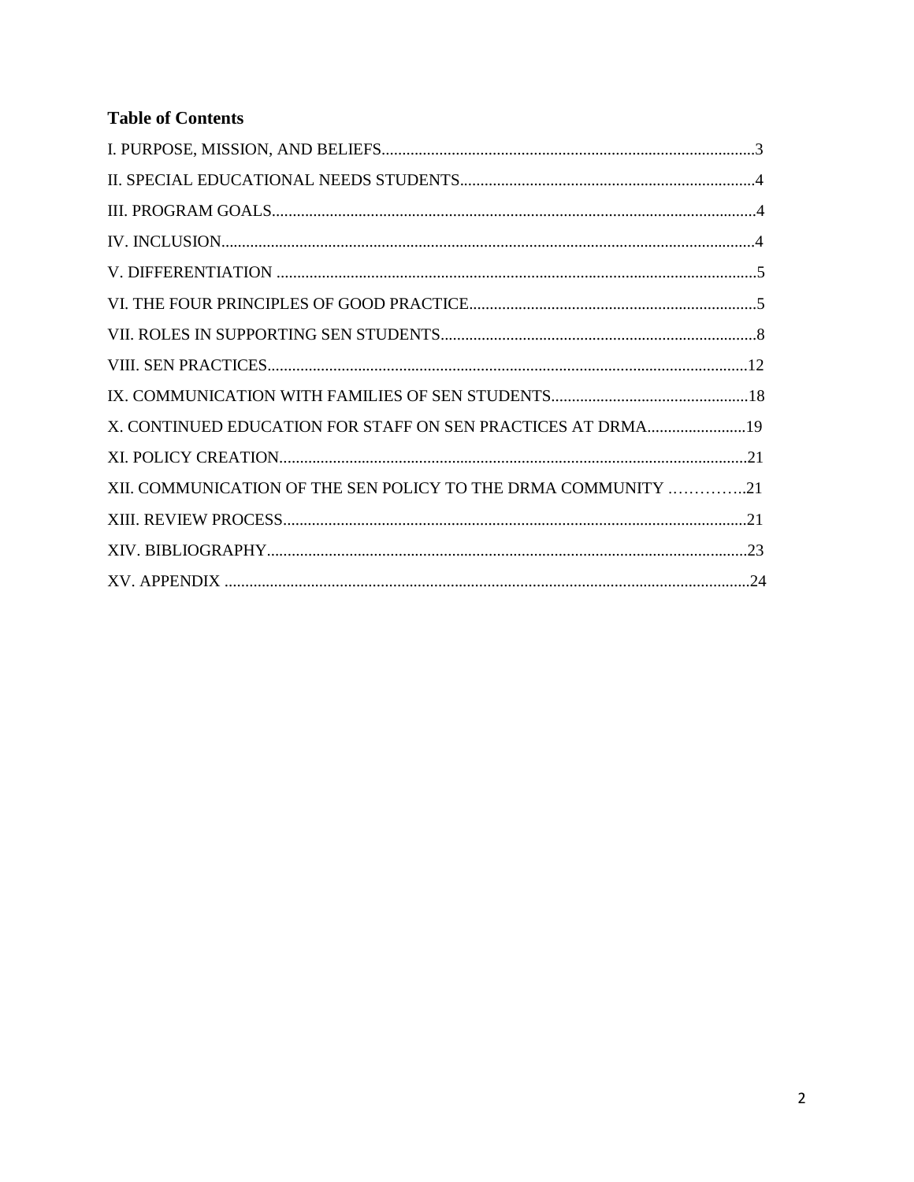## Table of Contents

I. PURPOSE, MISSION, AND BELIEFS..........................................................................................3

II. SPECIAL EDUCATIONAL NEEDS STUDENTS........................................................................4

III. PROGRAM GOALS.....................................................................................................................4

IV. INCLUSION.................................................................................................................................4

V. DIFFERENTIATION ....................................................................................................................5

VI. THE FOUR PRINCIPLES OF GOOD PRACTICE......................................................................5

VII. ROLES IN SUPPORTING SEN STUDENTS.............................................................................8

VIII. SEN PRACTICES....................................................................................................................12

IX. COMMUNICATION WITH FAMILIES OF SEN STUDENTS................................................18

X. CONTINUED EDUCATION FOR STAFF ON SEN PRACTICES AT DRMA........................19

XI. POLICY CREATION..................................................................................................................21

XII. COMMUNICATION OF THE SEN POLICY TO THE DRMA COMMUNITY …………..21

XIII. REVIEW PROCESS................................................................................................................21

XIV. BIBLIOGRAPHY....................................................................................................................23

XV. APPENDIX ...............................................................................................................................24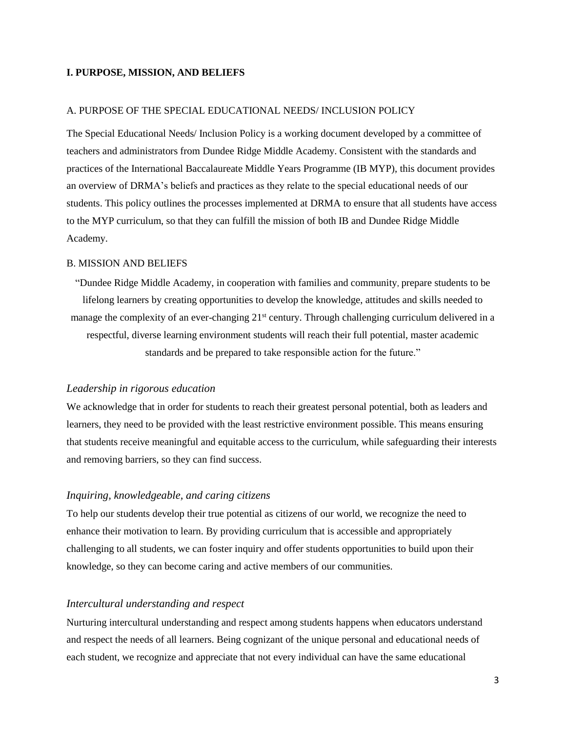## I. PURPOSE, MISSION, AND BELIEFS

### A. PURPOSE OF THE SPECIAL EDUCATIONAL NEEDS/ INCLUSION POLICY

The Special Educational Needs/ Inclusion Policy is a working document developed by a committee of teachers and administrators from Dundee Ridge Middle Academy. Consistent with the standards and practices of the International Baccalaureate Middle Years Programme (IB MYP), this document provides an overview of DRMA's beliefs and practices as they relate to the special educational needs of our students. This policy outlines the processes implemented at DRMA to ensure that all students have access to the MYP curriculum, so that they can fulfill the mission of both IB and Dundee Ridge Middle Academy.

### B. MISSION AND BELIEFS

"Dundee Ridge Middle Academy, in cooperation with families and community, prepare students to be lifelong learners by creating opportunities to develop the knowledge, attitudes and skills needed to manage the complexity of an ever-changing 21st century. Through challenging curriculum delivered in a respectful, diverse learning environment students will reach their full potential, master academic standards and be prepared to take responsible action for the future."

*Leadership in rigorous education*

We acknowledge that in order for students to reach their greatest personal potential, both as leaders and learners, they need to be provided with the least restrictive environment possible. This means ensuring that students receive meaningful and equitable access to the curriculum, while safeguarding their interests and removing barriers, so they can find success.

*Inquiring, knowledgeable, and caring citizens*

To help our students develop their true potential as citizens of our world, we recognize the need to enhance their motivation to learn. By providing curriculum that is accessible and appropriately challenging to all students, we can foster inquiry and offer students opportunities to build upon their knowledge, so they can become caring and active members of our communities.

*Intercultural understanding and respect*

Nurturing intercultural understanding and respect among students happens when educators understand and respect the needs of all learners. Being cognizant of the unique personal and educational needs of each student, we recognize and appreciate that not every individual can have the same educational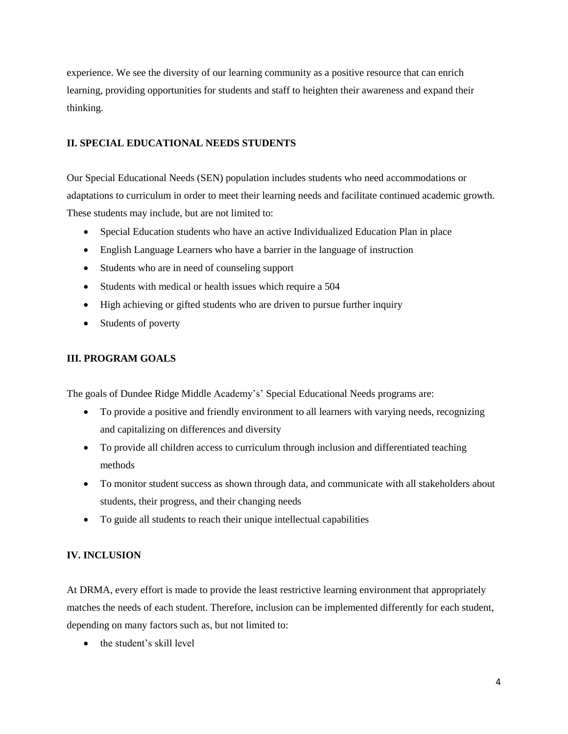experience. We see the diversity of our learning community as a positive resource that can enrich learning, providing opportunities for students and staff to heighten their awareness and expand their thinking.

## II. SPECIAL EDUCATIONAL NEEDS STUDENTS

Our Special Educational Needs (SEN) population includes students who need accommodations or adaptations to curriculum in order to meet their learning needs and facilitate continued academic growth. These students may include, but are not limited to:

- Special Education students who have an active Individualized Education Plan in place
- English Language Learners who have a barrier in the language of instruction
- Students who are in need of counseling support
- Students with medical or health issues which require a 504
- High achieving or gifted students who are driven to pursue further inquiry
- Students of poverty

## III. PROGRAM GOALS

The goals of Dundee Ridge Middle Academy's' Special Educational Needs programs are:

- To provide a positive and friendly environment to all learners with varying needs, recognizing and capitalizing on differences and diversity
- To provide all children access to curriculum through inclusion and differentiated teaching methods
- To monitor student success as shown through data, and communicate with all stakeholders about students, their progress, and their changing needs
- To guide all students to reach their unique intellectual capabilities

## IV. INCLUSION

At DRMA, every effort is made to provide the least restrictive learning environment that appropriately matches the needs of each student. Therefore, inclusion can be implemented differently for each student, depending on many factors such as, but not limited to:

- the student's skill level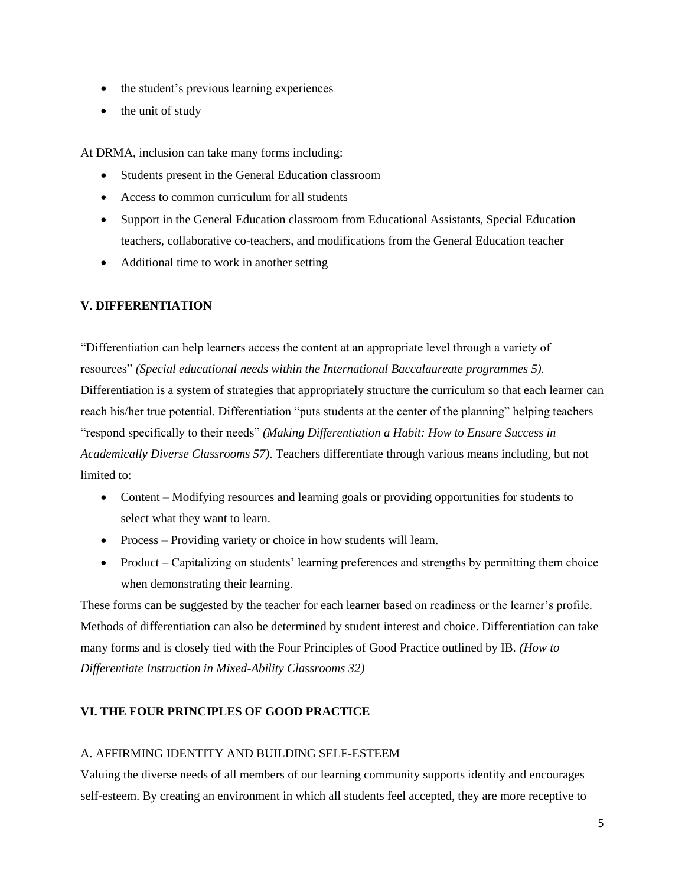- the student's previous learning experiences
- the unit of study

At DRMA, inclusion can take many forms including:

- Students present in the General Education classroom
- Access to common curriculum for all students
- Support in the General Education classroom from Educational Assistants, Special Education teachers, collaborative co-teachers, and modifications from the General Education teacher
- Additional time to work in another setting

## V. DIFFERENTIATION

"Differentiation can help learners access the content at an appropriate level through a variety of resources" *(Special educational needs within the International Baccalaureate programmes 5).* Differentiation is a system of strategies that appropriately structure the curriculum so that each learner can reach his/her true potential. Differentiation "puts students at the center of the planning" helping teachers "respond specifically to their needs" *(Making Differentiation a Habit: How to Ensure Success in Academically Diverse Classrooms 57)*. Teachers differentiate through various means including, but not limited to:

- Content – Modifying resources and learning goals or providing opportunities for students to select what they want to learn.
- Process – Providing variety or choice in how students will learn.
- Product – Capitalizing on students' learning preferences and strengths by permitting them choice when demonstrating their learning.

These forms can be suggested by the teacher for each learner based on readiness or the learner's profile. Methods of differentiation can also be determined by student interest and choice. Differentiation can take many forms and is closely tied with the Four Principles of Good Practice outlined by IB. *(How to Differentiate Instruction in Mixed-Ability Classrooms 32)*

## VI. THE FOUR PRINCIPLES OF GOOD PRACTICE

### A. AFFIRMING IDENTITY AND BUILDING SELF-ESTEEM

Valuing the diverse needs of all members of our learning community supports identity and encourages self-esteem. By creating an environment in which all students feel accepted, they are more receptive to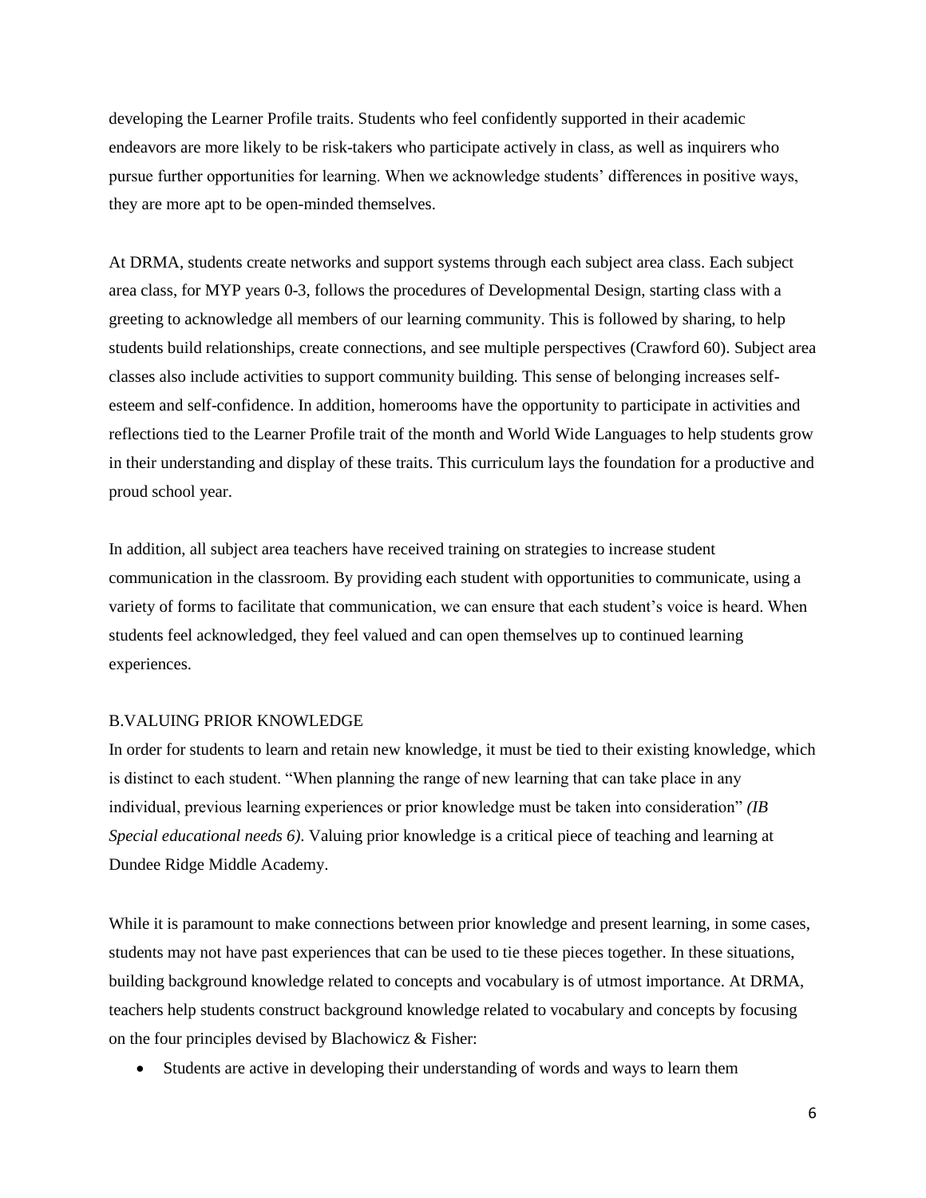developing the Learner Profile traits. Students who feel confidently supported in their academic endeavors are more likely to be risk-takers who participate actively in class, as well as inquirers who pursue further opportunities for learning. When we acknowledge students' differences in positive ways, they are more apt to be open-minded themselves.

At DRMA, students create networks and support systems through each subject area class. Each subject area class, for MYP years 0-3, follows the procedures of Developmental Design, starting class with a greeting to acknowledge all members of our learning community. This is followed by sharing, to help students build relationships, create connections, and see multiple perspectives (Crawford 60). Subject area classes also include activities to support community building. This sense of belonging increases self-esteem and self-confidence. In addition, homerooms have the opportunity to participate in activities and reflections tied to the Learner Profile trait of the month and World Wide Languages to help students grow in their understanding and display of these traits. This curriculum lays the foundation for a productive and proud school year.

In addition, all subject area teachers have received training on strategies to increase student communication in the classroom. By providing each student with opportunities to communicate, using a variety of forms to facilitate that communication, we can ensure that each student's voice is heard. When students feel acknowledged, they feel valued and can open themselves up to continued learning experiences.

## B.VALUING PRIOR KNOWLEDGE

In order for students to learn and retain new knowledge, it must be tied to their existing knowledge, which is distinct to each student. "When planning the range of new learning that can take place in any individual, previous learning experiences or prior knowledge must be taken into consideration" *(IB Special educational needs 6)*. Valuing prior knowledge is a critical piece of teaching and learning at Dundee Ridge Middle Academy.

While it is paramount to make connections between prior knowledge and present learning, in some cases, students may not have past experiences that can be used to tie these pieces together. In these situations, building background knowledge related to concepts and vocabulary is of utmost importance. At DRMA, teachers help students construct background knowledge related to vocabulary and concepts by focusing on the four principles devised by Blachowicz & Fisher:

- Students are active in developing their understanding of words and ways to learn them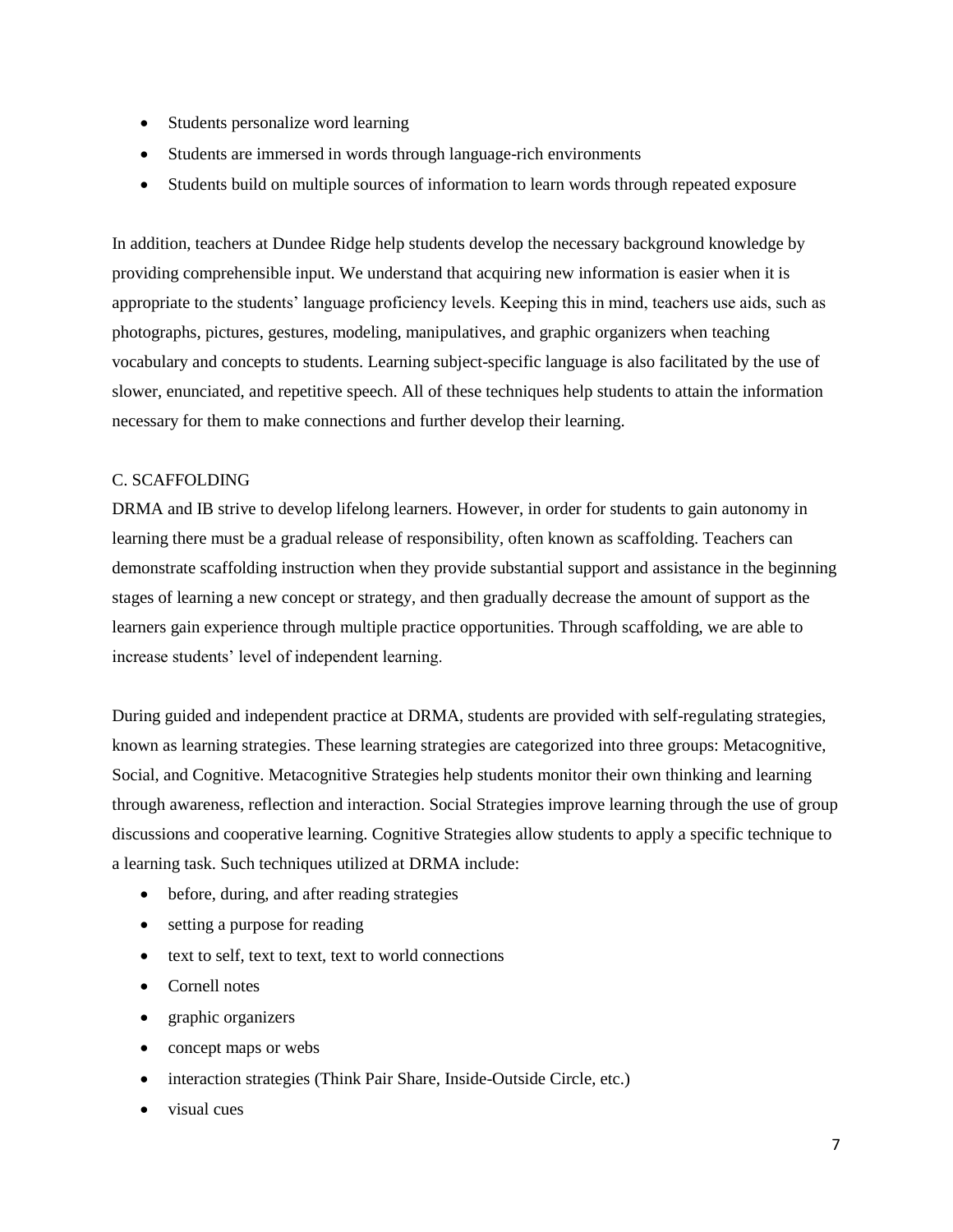- Students personalize word learning
- Students are immersed in words through language-rich environments
- Students build on multiple sources of information to learn words through repeated exposure

In addition, teachers at Dundee Ridge help students develop the necessary background knowledge by providing comprehensible input. We understand that acquiring new information is easier when it is appropriate to the students' language proficiency levels. Keeping this in mind, teachers use aids, such as photographs, pictures, gestures, modeling, manipulatives, and graphic organizers when teaching vocabulary and concepts to students. Learning subject-specific language is also facilitated by the use of slower, enunciated, and repetitive speech. All of these techniques help students to attain the information necessary for them to make connections and further develop their learning.

### C. SCAFFOLDING

DRMA and IB strive to develop lifelong learners. However, in order for students to gain autonomy in learning there must be a gradual release of responsibility, often known as scaffolding. Teachers can demonstrate scaffolding instruction when they provide substantial support and assistance in the beginning stages of learning a new concept or strategy, and then gradually decrease the amount of support as the learners gain experience through multiple practice opportunities. Through scaffolding, we are able to increase students' level of independent learning.

During guided and independent practice at DRMA, students are provided with self-regulating strategies, known as learning strategies. These learning strategies are categorized into three groups: Metacognitive, Social, and Cognitive. Metacognitive Strategies help students monitor their own thinking and learning through awareness, reflection and interaction. Social Strategies improve learning through the use of group discussions and cooperative learning. Cognitive Strategies allow students to apply a specific technique to a learning task. Such techniques utilized at DRMA include:

- before, during, and after reading strategies
- setting a purpose for reading
- text to self, text to text, text to world connections
- Cornell notes
- graphic organizers
- concept maps or webs
- interaction strategies (Think Pair Share, Inside-Outside Circle, etc.)
- visual cues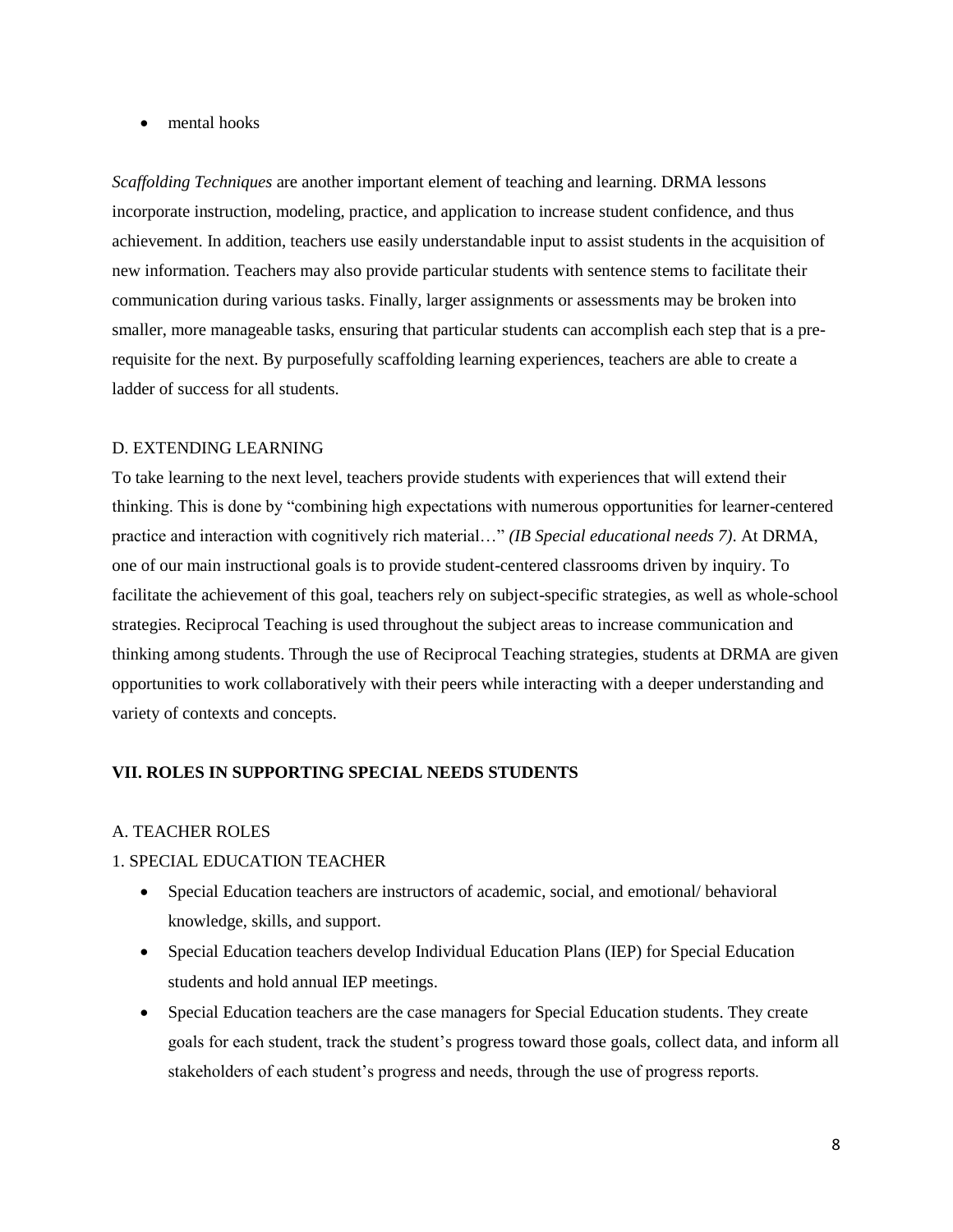- mental hooks

*Scaffolding Techniques* are another important element of teaching and learning. DRMA lessons incorporate instruction, modeling, practice, and application to increase student confidence, and thus achievement. In addition, teachers use easily understandable input to assist students in the acquisition of new information. Teachers may also provide particular students with sentence stems to facilitate their communication during various tasks. Finally, larger assignments or assessments may be broken into smaller, more manageable tasks, ensuring that particular students can accomplish each step that is a pre-requisite for the next. By purposefully scaffolding learning experiences, teachers are able to create a ladder of success for all students.

### D. EXTENDING LEARNING

To take learning to the next level, teachers provide students with experiences that will extend their thinking. This is done by "combining high expectations with numerous opportunities for learner-centered practice and interaction with cognitively rich material…" *(IB Special educational needs 7)*. At DRMA, one of our main instructional goals is to provide student-centered classrooms driven by inquiry. To facilitate the achievement of this goal, teachers rely on subject-specific strategies, as well as whole-school strategies. Reciprocal Teaching is used throughout the subject areas to increase communication and thinking among students. Through the use of Reciprocal Teaching strategies, students at DRMA are given opportunities to work collaboratively with their peers while interacting with a deeper understanding and variety of contexts and concepts.

## VII. ROLES IN SUPPORTING SPECIAL NEEDS STUDENTS

### A. TEACHER ROLES

#### 1. SPECIAL EDUCATION TEACHER

- Special Education teachers are instructors of academic, social, and emotional/ behavioral knowledge, skills, and support.
- Special Education teachers develop Individual Education Plans (IEP) for Special Education students and hold annual IEP meetings.
- Special Education teachers are the case managers for Special Education students. They create goals for each student, track the student's progress toward those goals, collect data, and inform all stakeholders of each student's progress and needs, through the use of progress reports.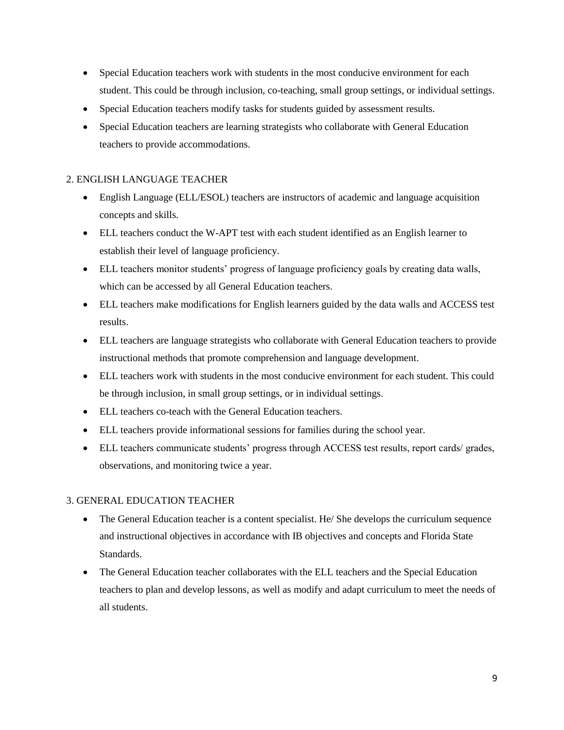- Special Education teachers work with students in the most conducive environment for each student. This could be through inclusion, co-teaching, small group settings, or individual settings.
- Special Education teachers modify tasks for students guided by assessment results.
- Special Education teachers are learning strategists who collaborate with General Education teachers to provide accommodations.

2. ENGLISH LANGUAGE TEACHER

- English Language (ELL/ESOL) teachers are instructors of academic and language acquisition concepts and skills.
- ELL teachers conduct the W-APT test with each student identified as an English learner to establish their level of language proficiency.
- ELL teachers monitor students' progress of language proficiency goals by creating data walls, which can be accessed by all General Education teachers.
- ELL teachers make modifications for English learners guided by the data walls and ACCESS test results.
- ELL teachers are language strategists who collaborate with General Education teachers to provide instructional methods that promote comprehension and language development.
- ELL teachers work with students in the most conducive environment for each student. This could be through inclusion, in small group settings, or in individual settings.
- ELL teachers co-teach with the General Education teachers.
- ELL teachers provide informational sessions for families during the school year.
- ELL teachers communicate students' progress through ACCESS test results, report cards/ grades, observations, and monitoring twice a year.

3. GENERAL EDUCATION TEACHER

- The General Education teacher is a content specialist. He/ She develops the curriculum sequence and instructional objectives in accordance with IB objectives and concepts and Florida State Standards.
- The General Education teacher collaborates with the ELL teachers and the Special Education teachers to plan and develop lessons, as well as modify and adapt curriculum to meet the needs of all students.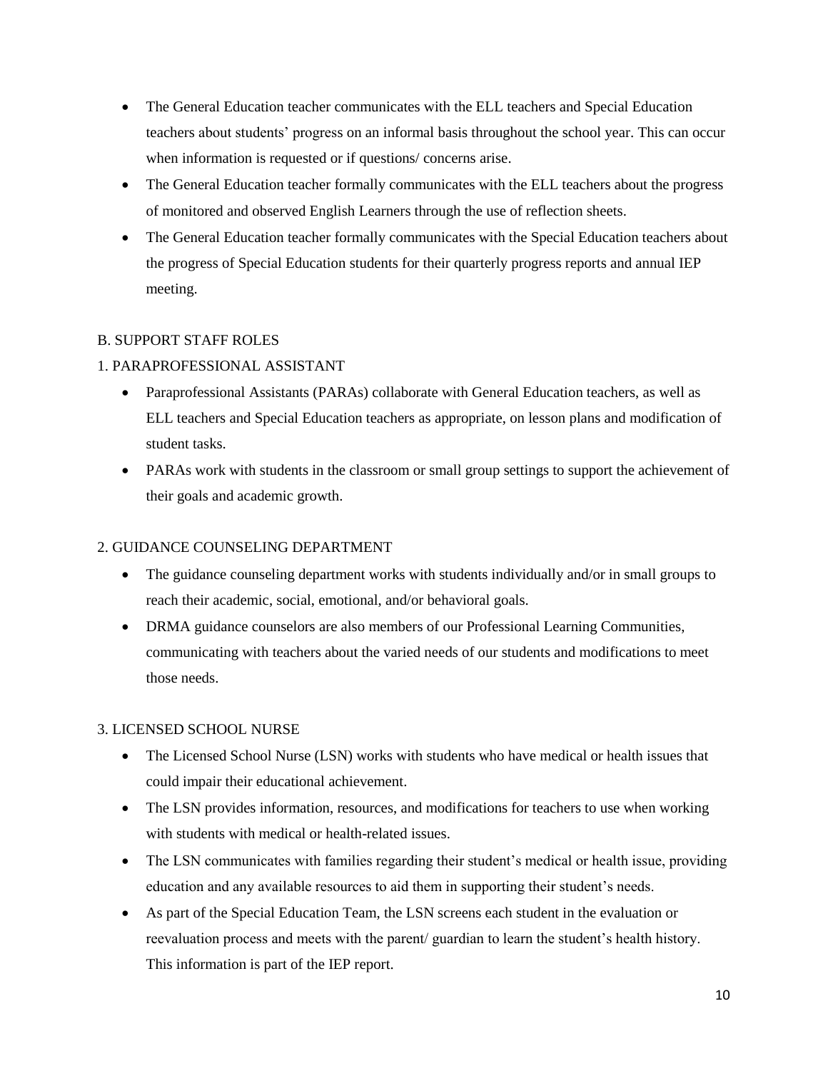- The General Education teacher communicates with the ELL teachers and Special Education teachers about students' progress on an informal basis throughout the school year. This can occur when information is requested or if questions/ concerns arise.
- The General Education teacher formally communicates with the ELL teachers about the progress of monitored and observed English Learners through the use of reflection sheets.
- The General Education teacher formally communicates with the Special Education teachers about the progress of Special Education students for their quarterly progress reports and annual IEP meeting.

## B. SUPPORT STAFF ROLES

### 1. PARAPROFESSIONAL ASSISTANT

- Paraprofessional Assistants (PARAs) collaborate with General Education teachers, as well as ELL teachers and Special Education teachers as appropriate, on lesson plans and modification of student tasks.
- PARAs work with students in the classroom or small group settings to support the achievement of their goals and academic growth.

### 2. GUIDANCE COUNSELING DEPARTMENT

- The guidance counseling department works with students individually and/or in small groups to reach their academic, social, emotional, and/or behavioral goals.
- DRMA guidance counselors are also members of our Professional Learning Communities, communicating with teachers about the varied needs of our students and modifications to meet those needs.

### 3. LICENSED SCHOOL NURSE

- The Licensed School Nurse (LSN) works with students who have medical or health issues that could impair their educational achievement.
- The LSN provides information, resources, and modifications for teachers to use when working with students with medical or health-related issues.
- The LSN communicates with families regarding their student's medical or health issue, providing education and any available resources to aid them in supporting their student's needs.
- As part of the Special Education Team, the LSN screens each student in the evaluation or reevaluation process and meets with the parent/ guardian to learn the student's health history. This information is part of the IEP report.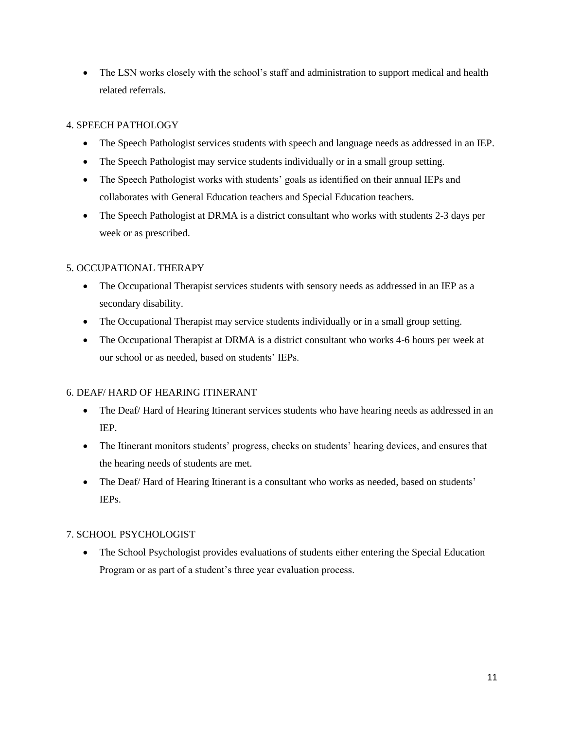- The LSN works closely with the school's staff and administration to support medical and health related referrals.

## 4. SPEECH PATHOLOGY

- The Speech Pathologist services students with speech and language needs as addressed in an IEP.
- The Speech Pathologist may service students individually or in a small group setting.
- The Speech Pathologist works with students' goals as identified on their annual IEPs and collaborates with General Education teachers and Special Education teachers.
- The Speech Pathologist at DRMA is a district consultant who works with students 2-3 days per week or as prescribed.

## 5. OCCUPATIONAL THERAPY

- The Occupational Therapist services students with sensory needs as addressed in an IEP as a secondary disability.
- The Occupational Therapist may service students individually or in a small group setting.
- The Occupational Therapist at DRMA is a district consultant who works 4-6 hours per week at our school or as needed, based on students' IEPs.

## 6. DEAF/ HARD OF HEARING ITINERANT

- The Deaf/ Hard of Hearing Itinerant services students who have hearing needs as addressed in an IEP.
- The Itinerant monitors students' progress, checks on students' hearing devices, and ensures that the hearing needs of students are met.
- The Deaf/ Hard of Hearing Itinerant is a consultant who works as needed, based on students' IEPs.

## 7. SCHOOL PSYCHOLOGIST

- The School Psychologist provides evaluations of students either entering the Special Education Program or as part of a student's three year evaluation process.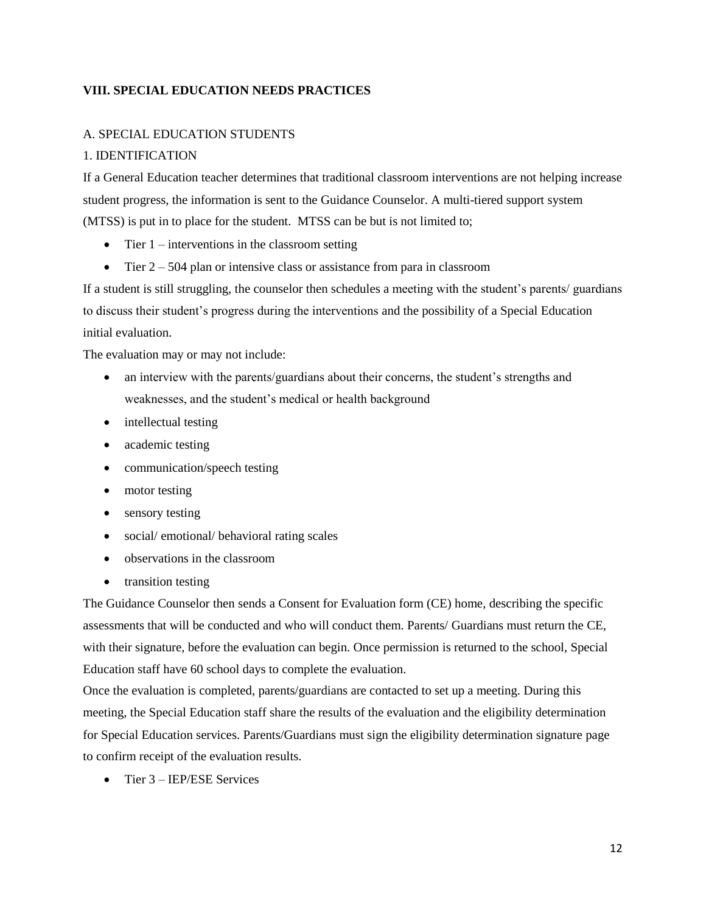# VIII. SPECIAL EDUCATION NEEDS PRACTICES

## A. SPECIAL EDUCATION STUDENTS

### 1. IDENTIFICATION

If a General Education teacher determines that traditional classroom interventions are not helping increase student progress, the information is sent to the Guidance Counselor. A multi-tiered support system (MTSS) is put in to place for the student. MTSS can be but is not limited to;

- Tier 1 – interventions in the classroom setting
- Tier 2 – 504 plan or intensive class or assistance from para in classroom

If a student is still struggling, the counselor then schedules a meeting with the student's parents/ guardians to discuss their student's progress during the interventions and the possibility of a Special Education initial evaluation.

The evaluation may or may not include:

- an interview with the parents/guardians about their concerns, the student's strengths and weaknesses, and the student's medical or health background
- intellectual testing
- academic testing
- communication/speech testing
- motor testing
- sensory testing
- social/ emotional/ behavioral rating scales
- observations in the classroom
- transition testing

The Guidance Counselor then sends a Consent for Evaluation form (CE) home, describing the specific assessments that will be conducted and who will conduct them. Parents/ Guardians must return the CE, with their signature, before the evaluation can begin. Once permission is returned to the school, Special Education staff have 60 school days to complete the evaluation.

Once the evaluation is completed, parents/guardians are contacted to set up a meeting. During this meeting, the Special Education staff share the results of the evaluation and the eligibility determination for Special Education services. Parents/Guardians must sign the eligibility determination signature page to confirm receipt of the evaluation results.

- Tier 3 – IEP/ESE Services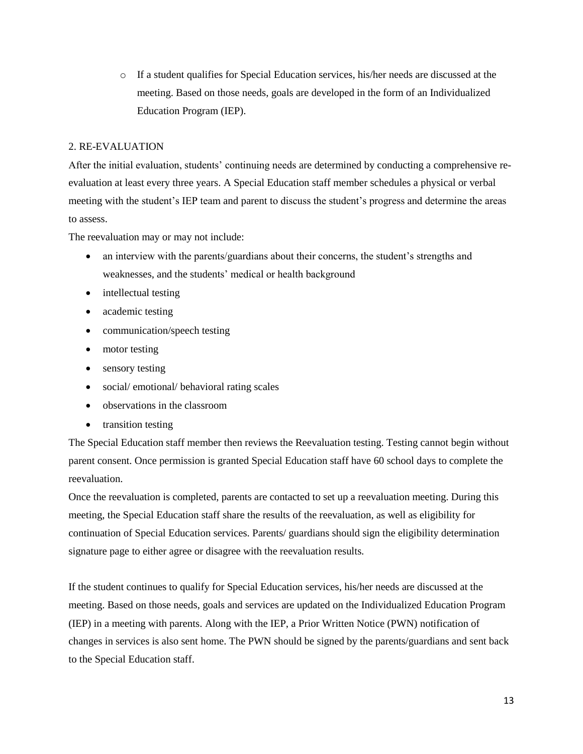- If a student qualifies for Special Education services, his/her needs are discussed at the meeting. Based on those needs, goals are developed in the form of an Individualized Education Program (IEP).

## 2. RE-EVALUATION

After the initial evaluation, students' continuing needs are determined by conducting a comprehensive re-evaluation at least every three years. A Special Education staff member schedules a physical or verbal meeting with the student's IEP team and parent to discuss the student's progress and determine the areas to assess.

The reevaluation may or may not include:

- an interview with the parents/guardians about their concerns, the student's strengths and weaknesses, and the students' medical or health background
- intellectual testing
- academic testing
- communication/speech testing
- motor testing
- sensory testing
- social/ emotional/ behavioral rating scales
- observations in the classroom
- transition testing

The Special Education staff member then reviews the Reevaluation testing. Testing cannot begin without parent consent. Once permission is granted Special Education staff have 60 school days to complete the reevaluation.

Once the reevaluation is completed, parents are contacted to set up a reevaluation meeting. During this meeting, the Special Education staff share the results of the reevaluation, as well as eligibility for continuation of Special Education services. Parents/ guardians should sign the eligibility determination signature page to either agree or disagree with the reevaluation results.

If the student continues to qualify for Special Education services, his/her needs are discussed at the meeting. Based on those needs, goals and services are updated on the Individualized Education Program (IEP) in a meeting with parents. Along with the IEP, a Prior Written Notice (PWN) notification of changes in services is also sent home. The PWN should be signed by the parents/guardians and sent back to the Special Education staff.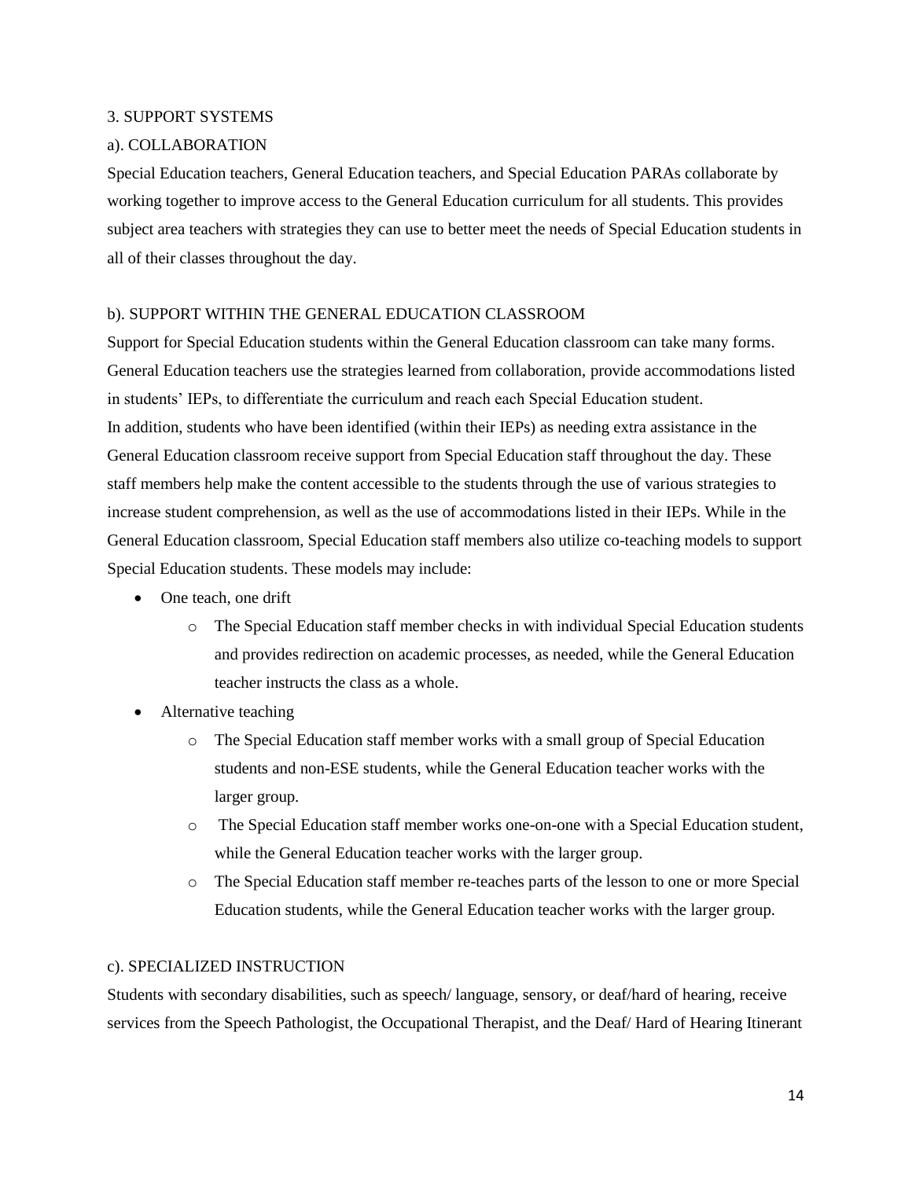## 3. SUPPORT SYSTEMS

### a). COLLABORATION

Special Education teachers, General Education teachers, and Special Education PARAs collaborate by working together to improve access to the General Education curriculum for all students. This provides subject area teachers with strategies they can use to better meet the needs of Special Education students in all of their classes throughout the day.

### b). SUPPORT WITHIN THE GENERAL EDUCATION CLASSROOM

Support for Special Education students within the General Education classroom can take many forms. General Education teachers use the strategies learned from collaboration, provide accommodations listed in students' IEPs, to differentiate the curriculum and reach each Special Education student.

In addition, students who have been identified (within their IEPs) as needing extra assistance in the General Education classroom receive support from Special Education staff throughout the day. These staff members help make the content accessible to the students through the use of various strategies to increase student comprehension, as well as the use of accommodations listed in their IEPs. While in the General Education classroom, Special Education staff members also utilize co-teaching models to support Special Education students. These models may include:

- One teach, one drift
  - The Special Education staff member checks in with individual Special Education students and provides redirection on academic processes, as needed, while the General Education teacher instructs the class as a whole.
- Alternative teaching
  - The Special Education staff member works with a small group of Special Education students and non-ESE students, while the General Education teacher works with the larger group.
  - The Special Education staff member works one-on-one with a Special Education student, while the General Education teacher works with the larger group.
  - The Special Education staff member re-teaches parts of the lesson to one or more Special Education students, while the General Education teacher works with the larger group.

### c). SPECIALIZED INSTRUCTION

Students with secondary disabilities, such as speech/ language, sensory, or deaf/hard of hearing, receive services from the Speech Pathologist, the Occupational Therapist, and the Deaf/ Hard of Hearing Itinerant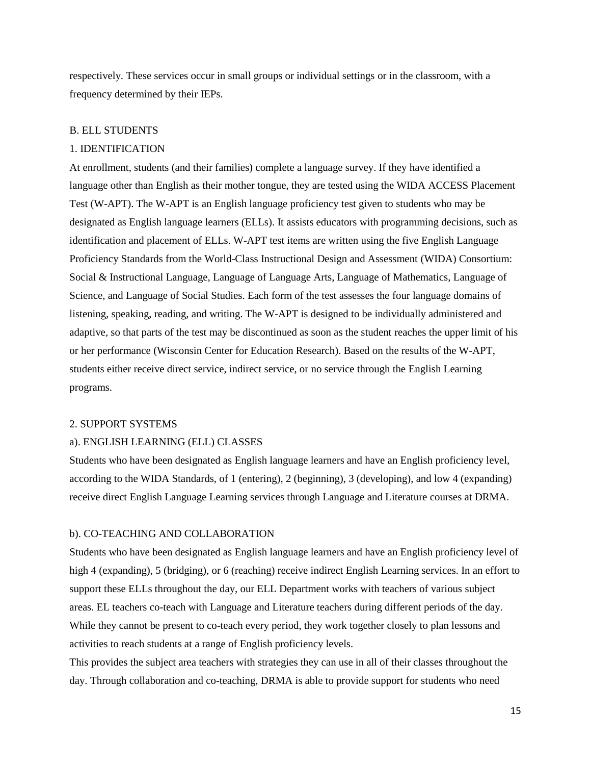respectively. These services occur in small groups or individual settings or in the classroom, with a frequency determined by their IEPs.

## B. ELL STUDENTS

### 1. IDENTIFICATION

At enrollment, students (and their families) complete a language survey. If they have identified a language other than English as their mother tongue, they are tested using the WIDA ACCESS Placement Test (W-APT). The W-APT is an English language proficiency test given to students who may be designated as English language learners (ELLs). It assists educators with programming decisions, such as identification and placement of ELLs. W-APT test items are written using the five English Language Proficiency Standards from the World-Class Instructional Design and Assessment (WIDA) Consortium: Social & Instructional Language, Language of Language Arts, Language of Mathematics, Language of Science, and Language of Social Studies. Each form of the test assesses the four language domains of listening, speaking, reading, and writing. The W-APT is designed to be individually administered and adaptive, so that parts of the test may be discontinued as soon as the student reaches the upper limit of his or her performance (Wisconsin Center for Education Research). Based on the results of the W-APT, students either receive direct service, indirect service, or no service through the English Learning programs.

### 2. SUPPORT SYSTEMS

#### a). ENGLISH LEARNING (ELL) CLASSES

Students who have been designated as English language learners and have an English proficiency level, according to the WIDA Standards, of 1 (entering), 2 (beginning), 3 (developing), and low 4 (expanding) receive direct English Language Learning services through Language and Literature courses at DRMA.

#### b). CO-TEACHING AND COLLABORATION

Students who have been designated as English language learners and have an English proficiency level of high 4 (expanding), 5 (bridging), or 6 (reaching) receive indirect English Learning services. In an effort to support these ELLs throughout the day, our ELL Department works with teachers of various subject areas. EL teachers co-teach with Language and Literature teachers during different periods of the day. While they cannot be present to co-teach every period, they work together closely to plan lessons and activities to reach students at a range of English proficiency levels.

This provides the subject area teachers with strategies they can use in all of their classes throughout the day. Through collaboration and co-teaching, DRMA is able to provide support for students who need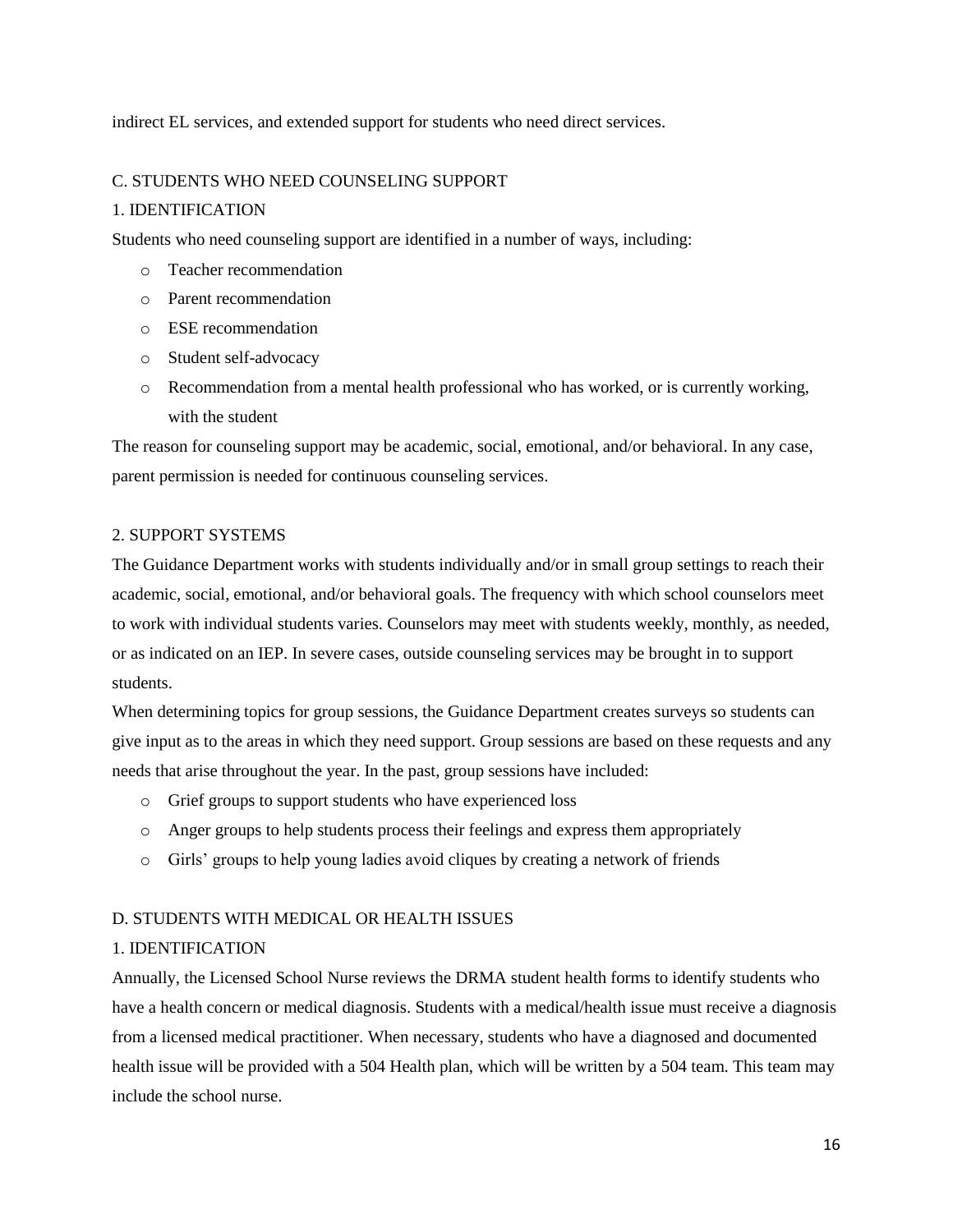indirect EL services, and extended support for students who need direct services.

## C. STUDENTS WHO NEED COUNSELING SUPPORT

### 1. IDENTIFICATION

Students who need counseling support are identified in a number of ways, including:

- Teacher recommendation
- Parent recommendation
- ESE recommendation
- Student self-advocacy
- Recommendation from a mental health professional who has worked, or is currently working, with the student

The reason for counseling support may be academic, social, emotional, and/or behavioral. In any case, parent permission is needed for continuous counseling services.

### 2. SUPPORT SYSTEMS

The Guidance Department works with students individually and/or in small group settings to reach their academic, social, emotional, and/or behavioral goals. The frequency with which school counselors meet to work with individual students varies. Counselors may meet with students weekly, monthly, as needed, or as indicated on an IEP. In severe cases, outside counseling services may be brought in to support students.

When determining topics for group sessions, the Guidance Department creates surveys so students can give input as to the areas in which they need support. Group sessions are based on these requests and any needs that arise throughout the year. In the past, group sessions have included:

- Grief groups to support students who have experienced loss
- Anger groups to help students process their feelings and express them appropriately
- Girls' groups to help young ladies avoid cliques by creating a network of friends

## D. STUDENTS WITH MEDICAL OR HEALTH ISSUES

### 1. IDENTIFICATION

Annually, the Licensed School Nurse reviews the DRMA student health forms to identify students who have a health concern or medical diagnosis. Students with a medical/health issue must receive a diagnosis from a licensed medical practitioner. When necessary, students who have a diagnosed and documented health issue will be provided with a 504 Health plan, which will be written by a 504 team. This team may include the school nurse.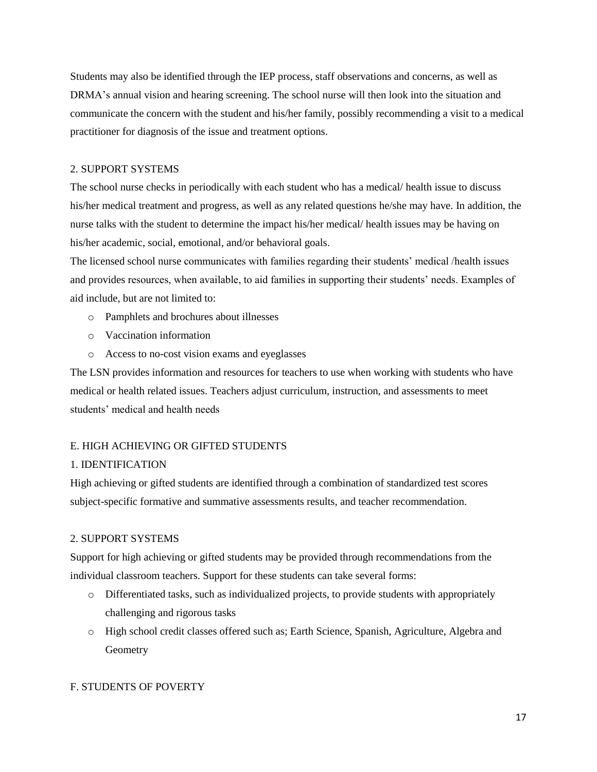Students may also be identified through the IEP process, staff observations and concerns, as well as DRMA's annual vision and hearing screening. The school nurse will then look into the situation and communicate the concern with the student and his/her family, possibly recommending a visit to a medical practitioner for diagnosis of the issue and treatment options.

2. SUPPORT SYSTEMS

The school nurse checks in periodically with each student who has a medical/ health issue to discuss his/her medical treatment and progress, as well as any related questions he/she may have. In addition, the nurse talks with the student to determine the impact his/her medical/ health issues may be having on his/her academic, social, emotional, and/or behavioral goals.

The licensed school nurse communicates with families regarding their students' medical /health issues and provides resources, when available, to aid families in supporting their students' needs. Examples of aid include, but are not limited to:

- Pamphlets and brochures about illnesses
- Vaccination information
- Access to no-cost vision exams and eyeglasses

The LSN provides information and resources for teachers to use when working with students who have medical or health related issues. Teachers adjust curriculum, instruction, and assessments to meet students' medical and health needs

E. HIGH ACHIEVING OR GIFTED STUDENTS

1. IDENTIFICATION

High achieving or gifted students are identified through a combination of standardized test scores subject-specific formative and summative assessments results, and teacher recommendation.

2. SUPPORT SYSTEMS

Support for high achieving or gifted students may be provided through recommendations from the individual classroom teachers. Support for these students can take several forms:

- Differentiated tasks, such as individualized projects, to provide students with appropriately challenging and rigorous tasks
- High school credit classes offered such as; Earth Science, Spanish, Agriculture, Algebra and Geometry

F. STUDENTS OF POVERTY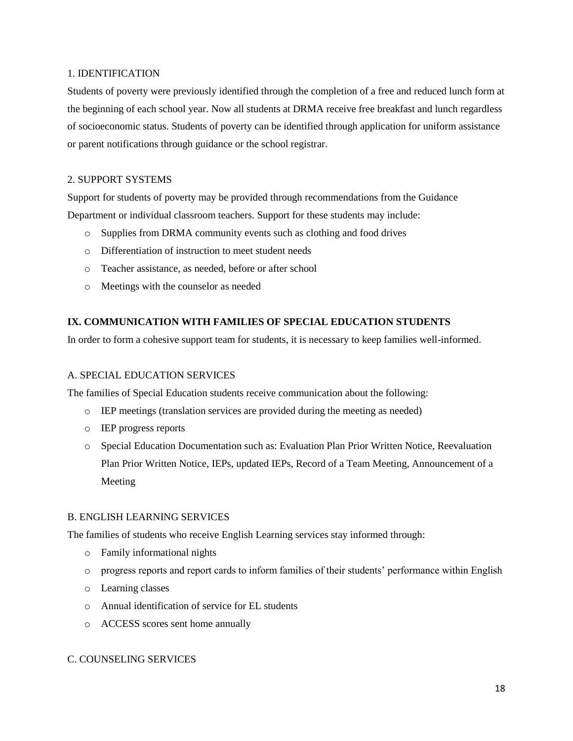### 1. IDENTIFICATION

Students of poverty were previously identified through the completion of a free and reduced lunch form at the beginning of each school year. Now all students at DRMA receive free breakfast and lunch regardless of socioeconomic status. Students of poverty can be identified through application for uniform assistance or parent notifications through guidance or the school registrar.

### 2. SUPPORT SYSTEMS

Support for students of poverty may be provided through recommendations from the Guidance Department or individual classroom teachers. Support for these students may include:

- Supplies from DRMA community events such as clothing and food drives
- Differentiation of instruction to meet student needs
- Teacher assistance, as needed, before or after school
- Meetings with the counselor as needed

## IX. COMMUNICATION WITH FAMILIES OF SPECIAL EDUCATION STUDENTS

In order to form a cohesive support team for students, it is necessary to keep families well-informed.

### A. SPECIAL EDUCATION SERVICES

The families of Special Education students receive communication about the following:

- IEP meetings (translation services are provided during the meeting as needed)
- IEP progress reports
- Special Education Documentation such as: Evaluation Plan Prior Written Notice, Reevaluation Plan Prior Written Notice, IEPs, updated IEPs, Record of a Team Meeting, Announcement of a Meeting

### B. ENGLISH LEARNING SERVICES

The families of students who receive English Learning services stay informed through:

- Family informational nights
- progress reports and report cards to inform families of their students' performance within English
- Learning classes
- Annual identification of service for EL students
- ACCESS scores sent home annually

### C. COUNSELING SERVICES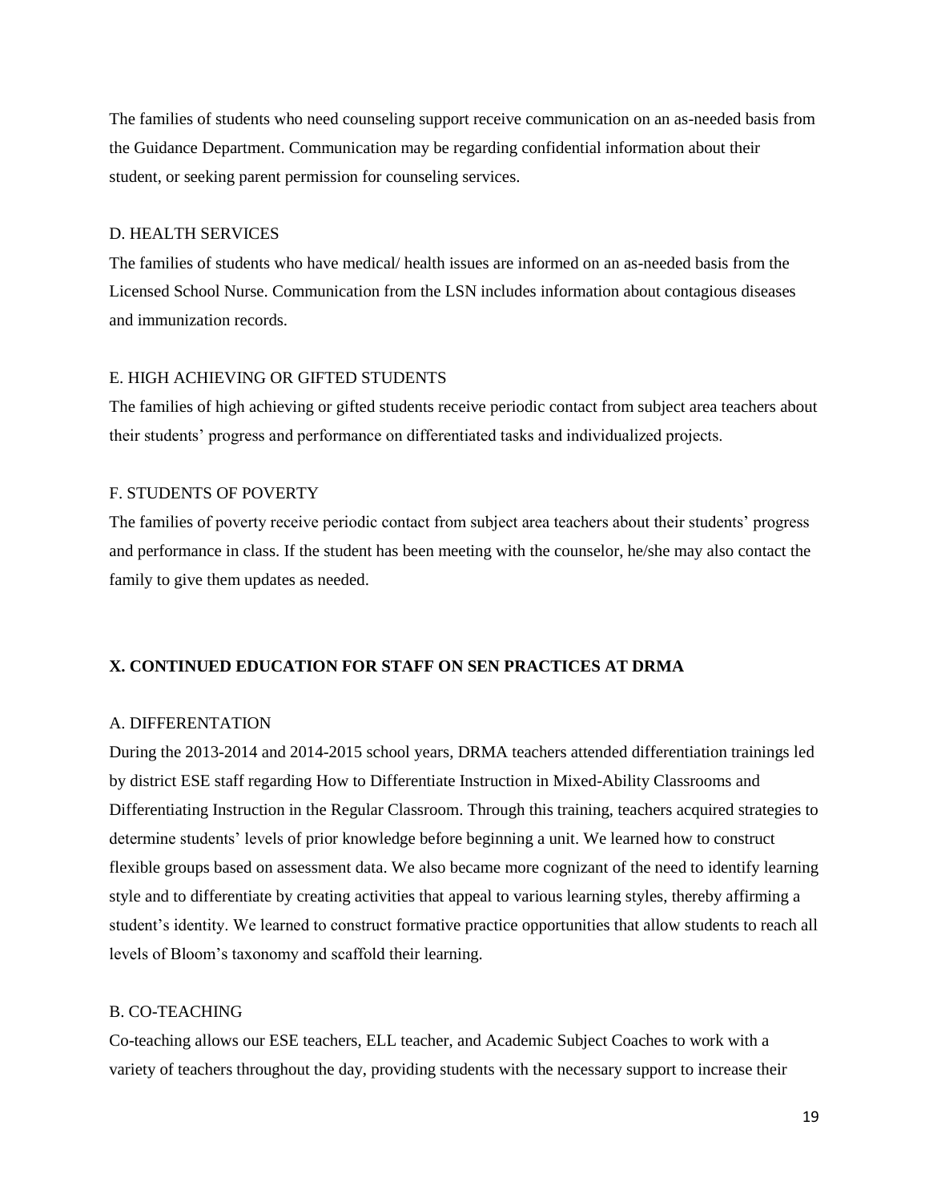The families of students who need counseling support receive communication on an as-needed basis from the Guidance Department. Communication may be regarding confidential information about their student, or seeking parent permission for counseling services.

### D. HEALTH SERVICES

The families of students who have medical/ health issues are informed on an as-needed basis from the Licensed School Nurse. Communication from the LSN includes information about contagious diseases and immunization records.

### E. HIGH ACHIEVING OR GIFTED STUDENTS

The families of high achieving or gifted students receive periodic contact from subject area teachers about their students' progress and performance on differentiated tasks and individualized projects.

### F. STUDENTS OF POVERTY

The families of poverty receive periodic contact from subject area teachers about their students' progress and performance in class. If the student has been meeting with the counselor, he/she may also contact the family to give them updates as needed.

## X. CONTINUED EDUCATION FOR STAFF ON SEN PRACTICES AT DRMA

### A. DIFFERENTATION

During the 2013-2014 and 2014-2015 school years, DRMA teachers attended differentiation trainings led by district ESE staff regarding How to Differentiate Instruction in Mixed-Ability Classrooms and Differentiating Instruction in the Regular Classroom. Through this training, teachers acquired strategies to determine students' levels of prior knowledge before beginning a unit. We learned how to construct flexible groups based on assessment data. We also became more cognizant of the need to identify learning style and to differentiate by creating activities that appeal to various learning styles, thereby affirming a student's identity. We learned to construct formative practice opportunities that allow students to reach all levels of Bloom's taxonomy and scaffold their learning.

### B. CO-TEACHING

Co-teaching allows our ESE teachers, ELL teacher, and Academic Subject Coaches to work with a variety of teachers throughout the day, providing students with the necessary support to increase their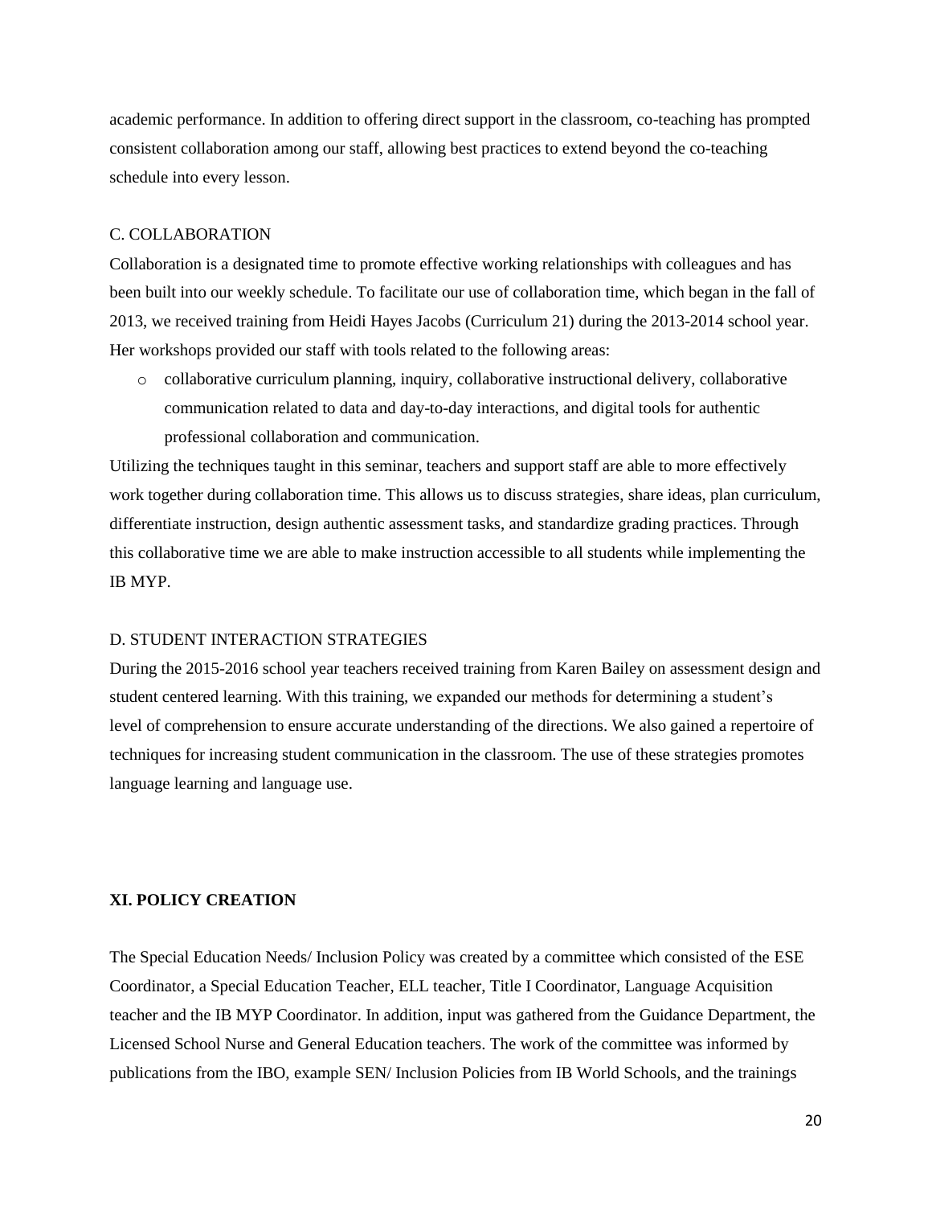academic performance. In addition to offering direct support in the classroom, co-teaching has prompted consistent collaboration among our staff, allowing best practices to extend beyond the co-teaching schedule into every lesson.

### C. COLLABORATION

Collaboration is a designated time to promote effective working relationships with colleagues and has been built into our weekly schedule. To facilitate our use of collaboration time, which began in the fall of 2013, we received training from Heidi Hayes Jacobs (Curriculum 21) during the 2013-2014 school year. Her workshops provided our staff with tools related to the following areas:

- collaborative curriculum planning, inquiry, collaborative instructional delivery, collaborative communication related to data and day-to-day interactions, and digital tools for authentic professional collaboration and communication.

Utilizing the techniques taught in this seminar, teachers and support staff are able to more effectively work together during collaboration time. This allows us to discuss strategies, share ideas, plan curriculum, differentiate instruction, design authentic assessment tasks, and standardize grading practices. Through this collaborative time we are able to make instruction accessible to all students while implementing the IB MYP.

### D. STUDENT INTERACTION STRATEGIES

During the 2015-2016 school year teachers received training from Karen Bailey on assessment design and student centered learning. With this training, we expanded our methods for determining a student's level of comprehension to ensure accurate understanding of the directions. We also gained a repertoire of techniques for increasing student communication in the classroom. The use of these strategies promotes language learning and language use.

## XI. POLICY CREATION

The Special Education Needs/ Inclusion Policy was created by a committee which consisted of the ESE Coordinator, a Special Education Teacher, ELL teacher, Title I Coordinator, Language Acquisition teacher and the IB MYP Coordinator. In addition, input was gathered from the Guidance Department, the Licensed School Nurse and General Education teachers. The work of the committee was informed by publications from the IBO, example SEN/ Inclusion Policies from IB World Schools, and the trainings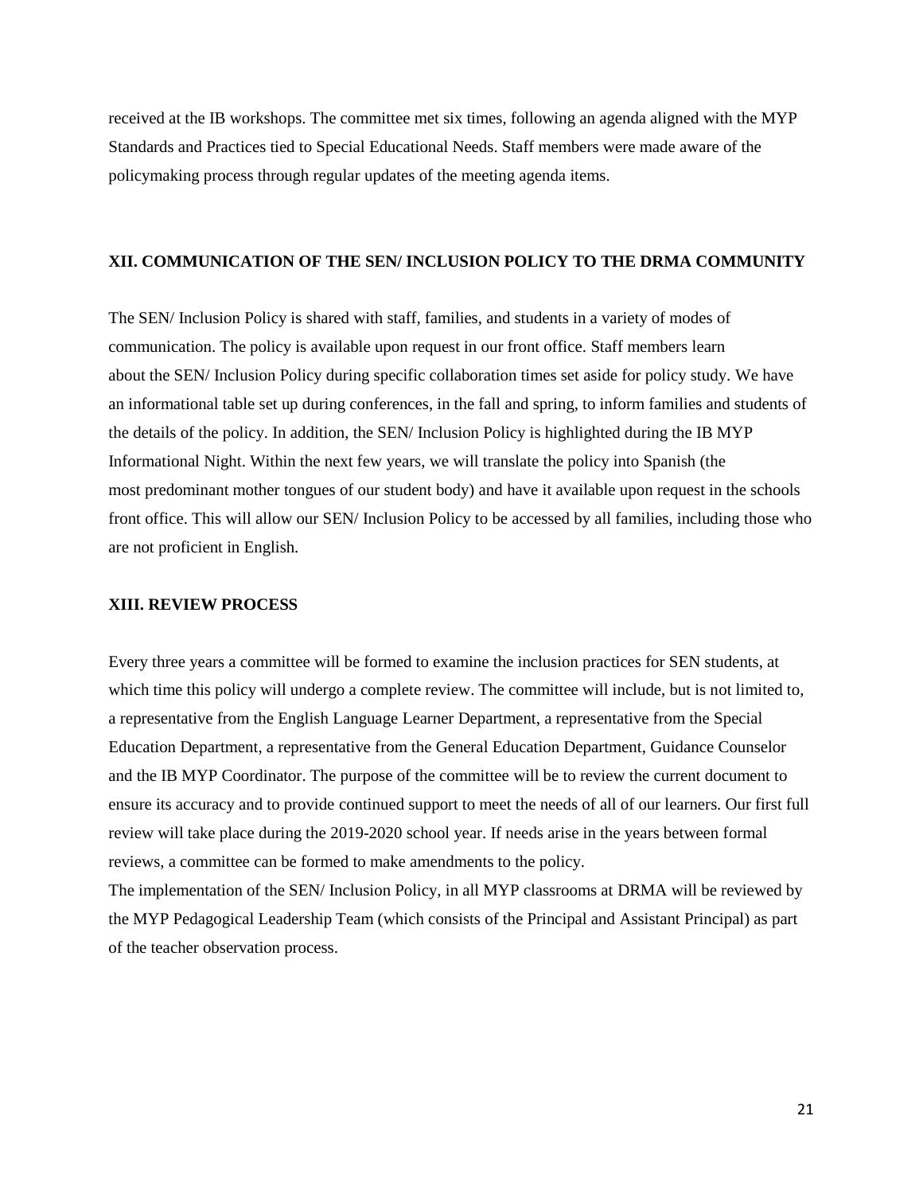received at the IB workshops. The committee met six times, following an agenda aligned with the MYP Standards and Practices tied to Special Educational Needs. Staff members were made aware of the policymaking process through regular updates of the meeting agenda items.

## XII. COMMUNICATION OF THE SEN/ INCLUSION POLICY TO THE DRMA COMMUNITY

The SEN/ Inclusion Policy is shared with staff, families, and students in a variety of modes of communication. The policy is available upon request in our front office. Staff members learn about the SEN/ Inclusion Policy during specific collaboration times set aside for policy study. We have an informational table set up during conferences, in the fall and spring, to inform families and students of the details of the policy. In addition, the SEN/ Inclusion Policy is highlighted during the IB MYP Informational Night. Within the next few years, we will translate the policy into Spanish (the most predominant mother tongues of our student body) and have it available upon request in the schools front office. This will allow our SEN/ Inclusion Policy to be accessed by all families, including those who are not proficient in English.

## XIII. REVIEW PROCESS

Every three years a committee will be formed to examine the inclusion practices for SEN students, at which time this policy will undergo a complete review. The committee will include, but is not limited to, a representative from the English Language Learner Department, a representative from the Special Education Department, a representative from the General Education Department, Guidance Counselor and the IB MYP Coordinator. The purpose of the committee will be to review the current document to ensure its accuracy and to provide continued support to meet the needs of all of our learners. Our first full review will take place during the 2019-2020 school year. If needs arise in the years between formal reviews, a committee can be formed to make amendments to the policy.

The implementation of the SEN/ Inclusion Policy, in all MYP classrooms at DRMA will be reviewed by the MYP Pedagogical Leadership Team (which consists of the Principal and Assistant Principal) as part of the teacher observation process.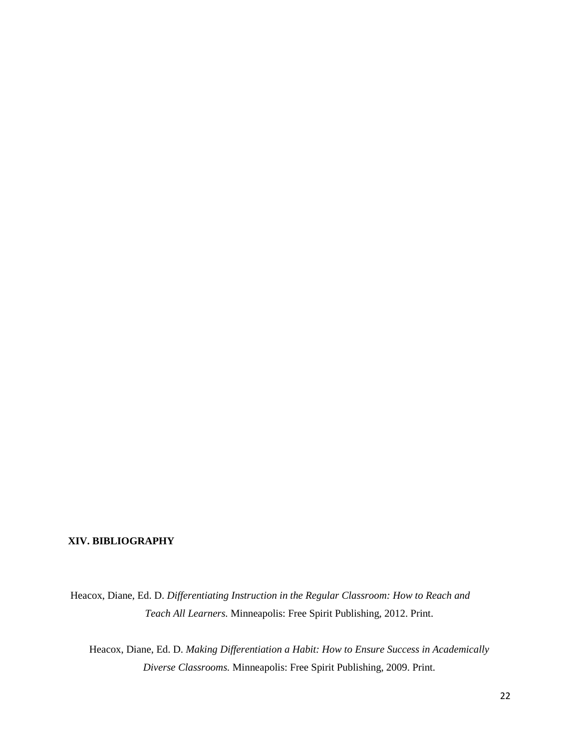## XIV. BIBLIOGRAPHY

Heacox, Diane, Ed. D. *Differentiating Instruction in the Regular Classroom: How to Reach and Teach All Learners.* Minneapolis: Free Spirit Publishing, 2012. Print.

Heacox, Diane, Ed. D. *Making Differentiation a Habit: How to Ensure Success in Academically Diverse Classrooms.* Minneapolis: Free Spirit Publishing, 2009. Print.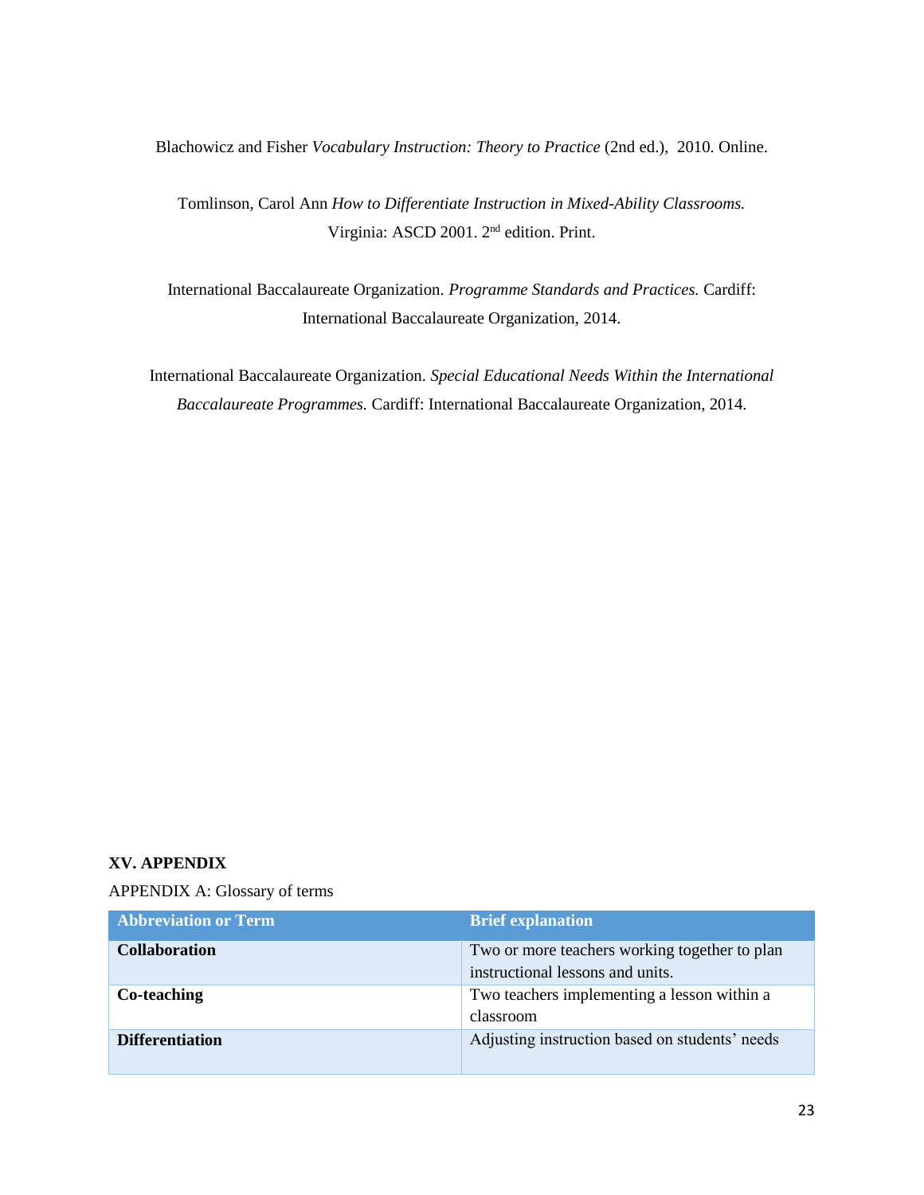Blachowicz and Fisher *Vocabulary Instruction: Theory to Practice* (2nd ed.), 2010. Online.

Tomlinson, Carol Ann *How to Differentiate Instruction in Mixed-Ability Classrooms.* Virginia: ASCD 2001. 2nd edition. Print.

International Baccalaureate Organization. *Programme Standards and Practices.* Cardiff: International Baccalaureate Organization, 2014.

International Baccalaureate Organization. *Special Educational Needs Within the International Baccalaureate Programmes.* Cardiff: International Baccalaureate Organization, 2014.

## XV. APPENDIX

APPENDIX A: Glossary of terms

| Abbreviation or Term | Brief explanation |
|---|---|
| **Collaboration** | Two or more teachers working together to plan instructional lessons and units. |
| **Co-teaching** | Two teachers implementing a lesson within a classroom |
| **Differentiation** | Adjusting instruction based on students' needs |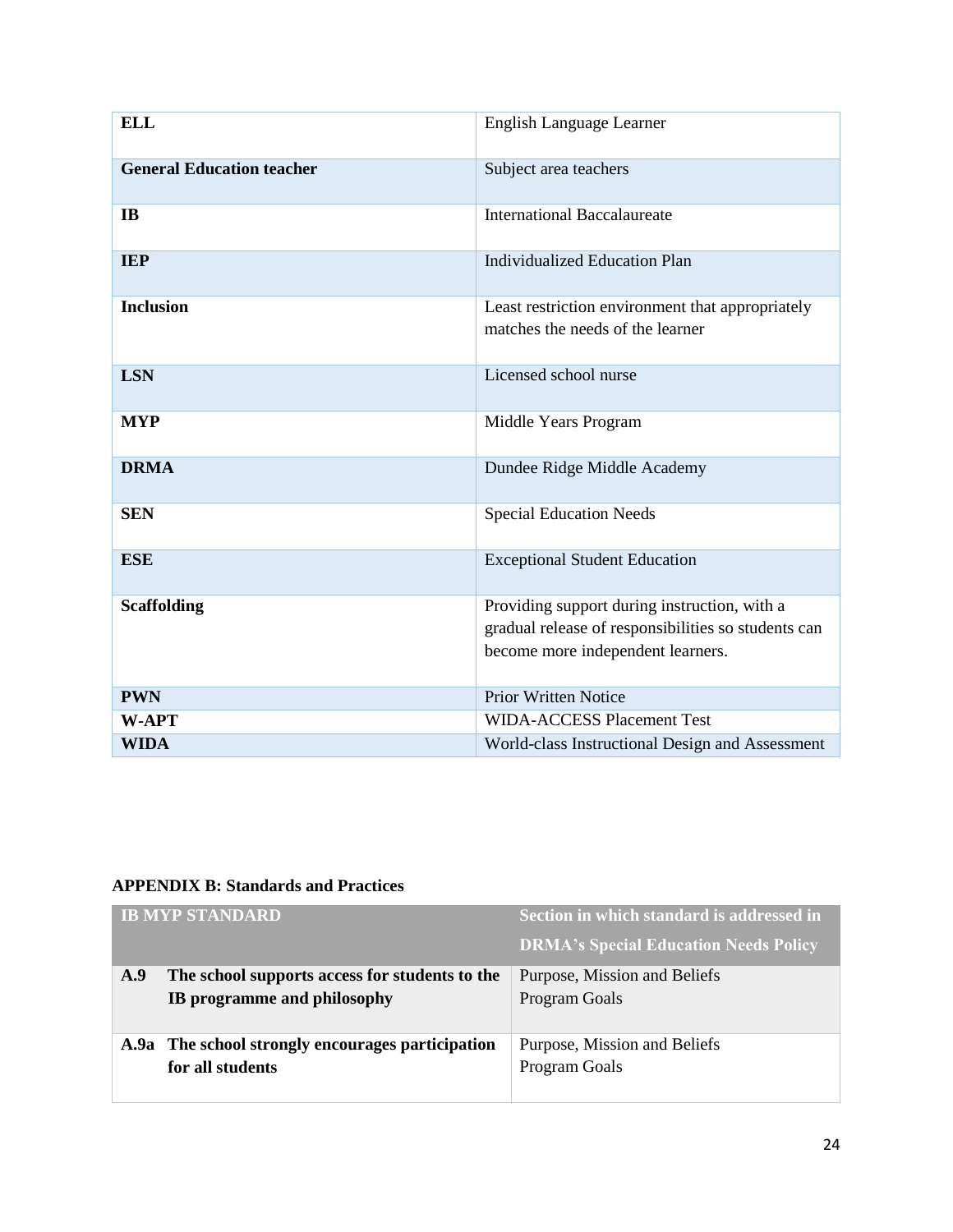| **ELL** | English Language Learner |
|---|---|
| **General Education teacher** | Subject area teachers |
| **IB** | International Baccalaureate |
| **IEP** | Individualized Education Plan |
| **Inclusion** | Least restriction environment that appropriately matches the needs of the learner |
| **LSN** | Licensed school nurse |
| **MYP** | Middle Years Program |
| **DRMA** | Dundee Ridge Middle Academy |
| **SEN** | Special Education Needs |
| **ESE** | Exceptional Student Education |
| **Scaffolding** | Providing support during instruction, with a gradual release of responsibilities so students can become more independent learners. |
| **PWN** | Prior Written Notice |
| **W-APT** | WIDA-ACCESS Placement Test |
| **WIDA** | World-class Instructional Design and Assessment |

**APPENDIX B: Standards and Practices**

| IB MYP STANDARD | | Section in which standard is addressed in DRMA's Special Education Needs Policy |
|---|---|---|
| **A.9** | **The school supports access for students to the IB programme and philosophy** | Purpose, Mission and Beliefs<br>Program Goals |
| **A.9a** | **The school strongly encourages participation for all students** | Purpose, Mission and Beliefs<br>Program Goals |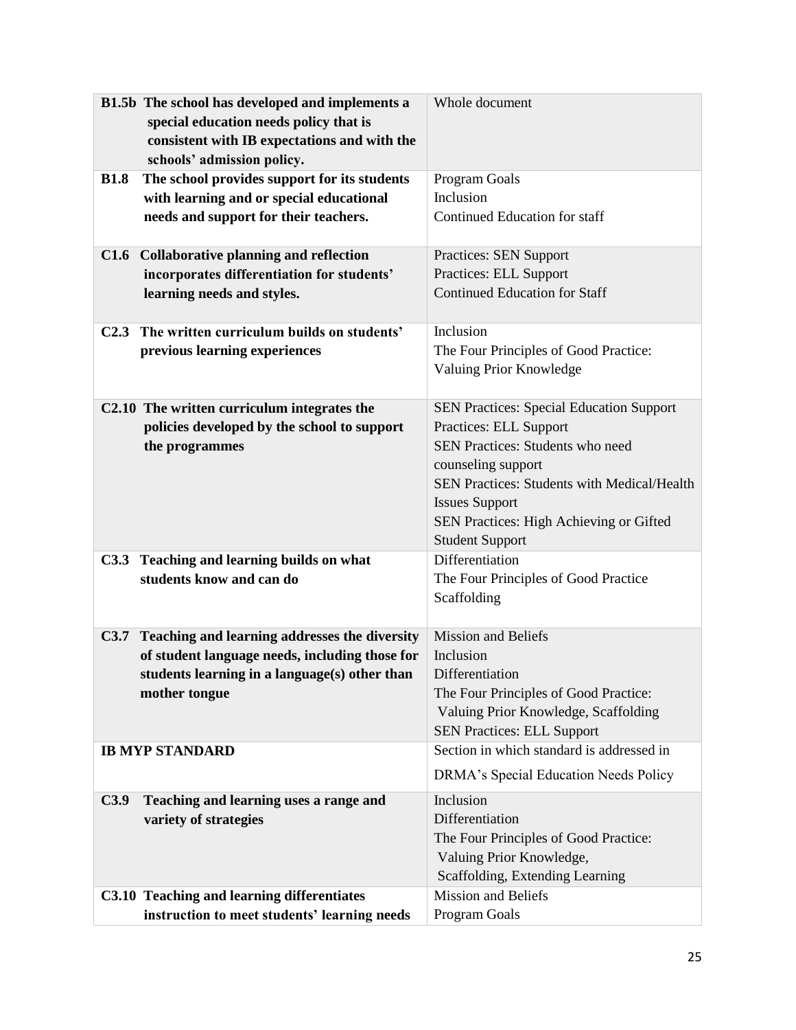| | |
|---|---|
| **B1.5b The school has developed and implements a special education needs policy that is consistent with IB expectations and with the schools' admission policy.** | Whole document |
| **B1.8 The school provides support for its students with learning and or special educational needs and support for their teachers.** | Program Goals<br>Inclusion<br>Continued Education for staff |
| **C1.6 Collaborative planning and reflection incorporates differentiation for students' learning needs and styles.** | Practices: SEN Support<br>Practices: ELL Support<br>Continued Education for Staff |
| **C2.3 The written curriculum builds on students' previous learning experiences** | Inclusion<br>The Four Principles of Good Practice: Valuing Prior Knowledge |
| **C2.10 The written curriculum integrates the policies developed by the school to support the programmes** | SEN Practices: Special Education Support<br>Practices: ELL Support<br>SEN Practices: Students who need counseling support<br>SEN Practices: Students with Medical/Health Issues Support<br>SEN Practices: High Achieving or Gifted Student Support |
| **C3.3 Teaching and learning builds on what students know and can do** | Differentiation<br>The Four Principles of Good Practice<br>Scaffolding |
| **C3.7 Teaching and learning addresses the diversity of student language needs, including those for students learning in a language(s) other than mother tongue** | Mission and Beliefs<br>Inclusion<br>Differentiation<br>The Four Principles of Good Practice: Valuing Prior Knowledge, Scaffolding<br>SEN Practices: ELL Support |
| **IB MYP STANDARD** | Section in which standard is addressed in DRMA's Special Education Needs Policy |
| **C3.9 Teaching and learning uses a range and variety of strategies** | Inclusion<br>Differentiation<br>The Four Principles of Good Practice: Valuing Prior Knowledge, Scaffolding, Extending Learning |
| **C3.10 Teaching and learning differentiates instruction to meet students' learning needs** | Mission and Beliefs<br>Program Goals |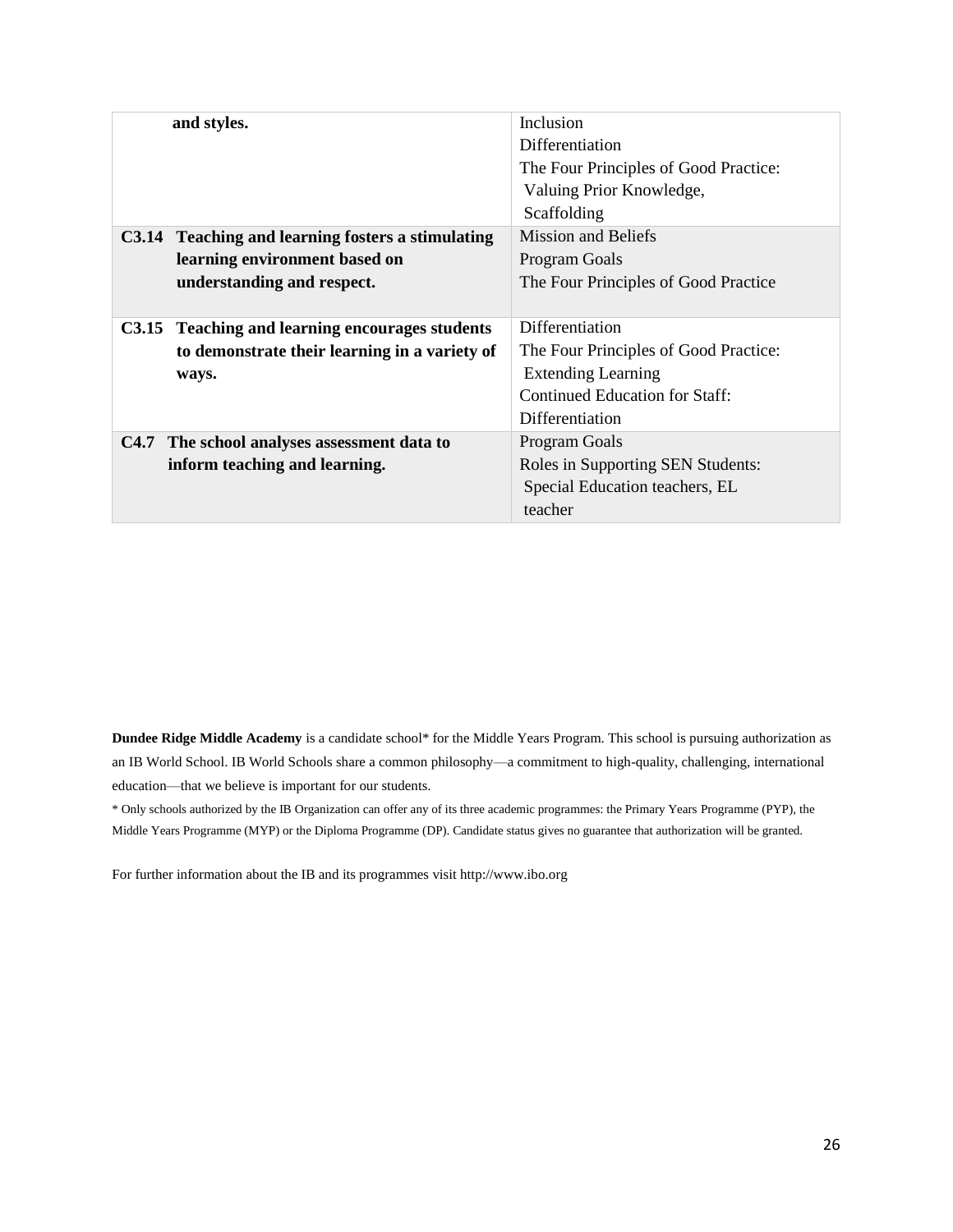| | |
|---|---|
| **and styles.** | Inclusion<br>Differentiation<br>The Four Principles of Good Practice:<br>Valuing Prior Knowledge,<br>Scaffolding |
| **C3.14 Teaching and learning fosters a stimulating learning environment based on understanding and respect.** | Mission and Beliefs<br>Program Goals<br>The Four Principles of Good Practice |
| **C3.15 Teaching and learning encourages students to demonstrate their learning in a variety of ways.** | Differentiation<br>The Four Principles of Good Practice:<br>Extending Learning<br>Continued Education for Staff:<br>Differentiation |
| **C4.7 The school analyses assessment data to inform teaching and learning.** | Program Goals<br>Roles in Supporting SEN Students:<br>Special Education teachers, EL teacher |

**Dundee Ridge Middle Academy** is a candidate school* for the Middle Years Program. This school is pursuing authorization as an IB World School. IB World Schools share a common philosophy—a commitment to high-quality, challenging, international education—that we believe is important for our students.

* Only schools authorized by the IB Organization can offer any of its three academic programmes: the Primary Years Programme (PYP), the Middle Years Programme (MYP) or the Diploma Programme (DP). Candidate status gives no guarantee that authorization will be granted.

For further information about the IB and its programmes visit http://www.ibo.org